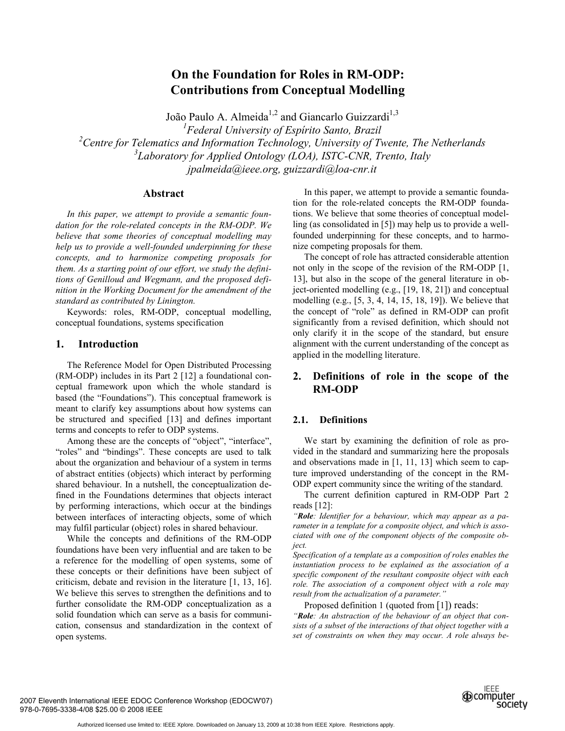# On the Foundation for Roles in RM-ODP: Contributions from Conceptual Modelling

João Paulo A. Almeida[1,2] and Giancarlo Guizzardi[1,3]

[1]*Federal University of Espírito Santo, Brazil*

[2]*Centre for Telematics and Information Technology, University of Twente, The Netherlands*

[3]*Laboratory for Applied Ontology (LOA), ISTC-CNR, Trento, Italy*

*jpalmeida@ieee.org, guizzardi@loa-cnr.it*

## Abstract

*In this paper, we attempt to provide a semantic foundation for the role-related concepts in the RM-ODP. We believe that some theories of conceptual modelling may help us to provide a well-founded underpinning for these concepts, and to harmonize competing proposals for them. As a starting point of our effort, we study the definitions of Genilloud and Wegmann, and the proposed definition in the Working Document for the amendment of the standard as contributed by Linington.*

Keywords: roles, RM-ODP, conceptual modelling, conceptual foundations, systems specification

## 1. Introduction

The Reference Model for Open Distributed Processing (RM-ODP) includes in its Part 2 [12] a foundational conceptual framework upon which the whole standard is based (the "Foundations"). This conceptual framework is meant to clarify key assumptions about how systems can be structured and specified [13] and defines important terms and concepts to refer to ODP systems.

Among these are the concepts of "object", "interface", "roles" and "bindings". These concepts are used to talk about the organization and behaviour of a system in terms of abstract entities (objects) which interact by performing shared behaviour. In a nutshell, the conceptualization defined in the Foundations determines that objects interact by performing interactions, which occur at the bindings between interfaces of interacting objects, some of which may fulfil particular (object) roles in shared behaviour.

While the concepts and definitions of the RM-ODP foundations have been very influential and are taken to be a reference for the modelling of open systems, some of these concepts or their definitions have been subject of criticism, debate and revision in the literature [1, 13, 16]. We believe this serves to strengthen the definitions and to further consolidate the RM-ODP conceptualization as a solid foundation which can serve as a basis for communication, consensus and standardization in the context of open systems.

In this paper, we attempt to provide a semantic foundation for the role-related concepts the RM-ODP foundations. We believe that some theories of conceptual modelling (as consolidated in [5]) may help us to provide a well-founded underpinning for these concepts, and to harmonize competing proposals for them.

The concept of role has attracted considerable attention not only in the scope of the revision of the RM-ODP [1, 13], but also in the scope of the general literature in object-oriented modelling (e.g., [19, 18, 21]) and conceptual modelling (e.g., [5, 3, 4, 14, 15, 18, 19]). We believe that the concept of "role" as defined in RM-ODP can profit significantly from a revised definition, which should not only clarify it in the scope of the standard, but ensure alignment with the current understanding of the concept as applied in the modelling literature.

## 2. Definitions of role in the scope of the RM-ODP

### 2.1. Definitions

We start by examining the definition of role as provided in the standard and summarizing here the proposals and observations made in [1, 11, 13] which seem to capture improved understanding of the concept in the RM-ODP expert community since the writing of the standard.

The current definition captured in RM-ODP Part 2 reads [12]:

*"**Role**: Identifier for a behaviour, which may appear as a parameter in a template for a composite object, and which is associated with one of the component objects of the composite object.*

*Specification of a template as a composition of roles enables the instantiation process to be explained as the association of a specific component of the resultant composite object with each role. The association of a component object with a role may result from the actualization of a parameter."*

Proposed definition 1 (quoted from [1]) reads:

*"**Role**: An abstraction of the behaviour of an object that consists of a subset of the interactions of that object together with a set of constraints on when they may occur. A role always be-*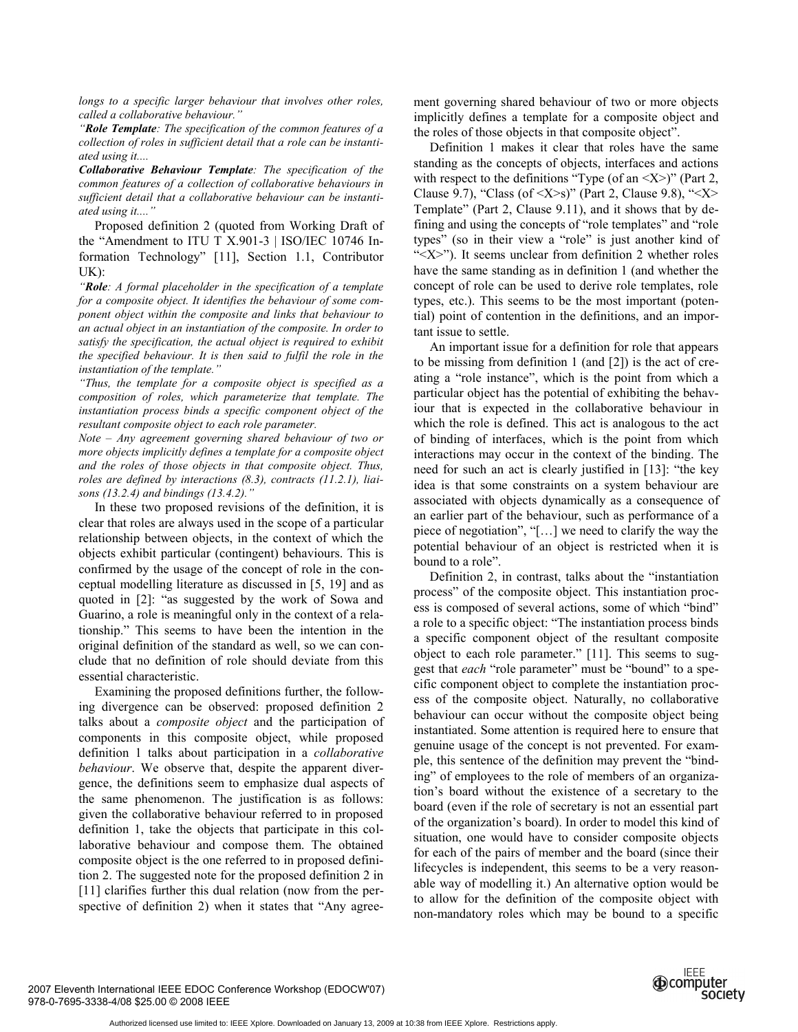*longs to a specific larger behaviour that involves other roles, called a collaborative behaviour."*

*"**Role Template**: The specification of the common features of a collection of roles in sufficient detail that a role can be instantiated using it....*

***Collaborative Behaviour Template**: The specification of the common features of a collection of collaborative behaviours in sufficient detail that a collaborative behaviour can be instantiated using it...."*

Proposed definition 2 (quoted from Working Draft of the "Amendment to ITU T X.901-3 | ISO/IEC 10746 Information Technology" [11], Section 1.1, Contributor UK):

*"**Role**: A formal placeholder in the specification of a template for a composite object. It identifies the behaviour of some component object within the composite and links that behaviour to an actual object in an instantiation of the composite. In order to satisfy the specification, the actual object is required to exhibit the specified behaviour. It is then said to fulfil the role in the instantiation of the template."*

*"Thus, the template for a composite object is specified as a composition of roles, which parameterize that template. The instantiation process binds a specific component object of the resultant composite object to each role parameter.*

*Note – Any agreement governing shared behaviour of two or more objects implicitly defines a template for a composite object and the roles of those objects in that composite object. Thus, roles are defined by interactions (8.3), contracts (11.2.1), liaisons (13.2.4) and bindings (13.4.2)."*

In these two proposed revisions of the definition, it is clear that roles are always used in the scope of a particular relationship between objects, in the context of which the objects exhibit particular (contingent) behaviours. This is confirmed by the usage of the concept of role in the conceptual modelling literature as discussed in [5, 19] and as quoted in [2]: "as suggested by the work of Sowa and Guarino, a role is meaningful only in the context of a relationship." This seems to have been the intention in the original definition of the standard as well, so we can conclude that no definition of role should deviate from this essential characteristic.

Examining the proposed definitions further, the following divergence can be observed: proposed definition 2 talks about a *composite object* and the participation of components in this composite object, while proposed definition 1 talks about participation in a *collaborative behaviour*. We observe that, despite the apparent divergence, the definitions seem to emphasize dual aspects of the same phenomenon. The justification is as follows: given the collaborative behaviour referred to in proposed definition 1, take the objects that participate in this collaborative behaviour and compose them. The obtained composite object is the one referred to in proposed definition 2. The suggested note for the proposed definition 2 in [11] clarifies further this dual relation (now from the perspective of definition 2) when it states that "Any agreement governing shared behaviour of two or more objects implicitly defines a template for a composite object and the roles of those objects in that composite object".

Definition 1 makes it clear that roles have the same standing as the concepts of objects, interfaces and actions with respect to the definitions "Type (of an <X>)" (Part 2, Clause 9.7), "Class (of <X>s)" (Part 2, Clause 9.8), "<X> Template" (Part 2, Clause 9.11), and it shows that by defining and using the concepts of "role templates" and "role types" (so in their view a "role" is just another kind of "<X>"). It seems unclear from definition 2 whether roles have the same standing as in definition 1 (and whether the concept of role can be used to derive role templates, role types, etc.). This seems to be the most important (potential) point of contention in the definitions, and an important issue to settle.

An important issue for a definition for role that appears to be missing from definition 1 (and [2]) is the act of creating a "role instance", which is the point from which a particular object has the potential of exhibiting the behaviour that is expected in the collaborative behaviour in which the role is defined. This act is analogous to the act of binding of interfaces, which is the point from which interactions may occur in the context of the binding. The need for such an act is clearly justified in [13]: "the key idea is that some constraints on a system behaviour are associated with objects dynamically as a consequence of an earlier part of the behaviour, such as performance of a piece of negotiation", "[…] we need to clarify the way the potential behaviour of an object is restricted when it is bound to a role".

Definition 2, in contrast, talks about the "instantiation process" of the composite object. This instantiation process is composed of several actions, some of which "bind" a role to a specific object: "The instantiation process binds a specific component object of the resultant composite object to each role parameter." [11]. This seems to suggest that *each* "role parameter" must be "bound" to a specific component object to complete the instantiation process of the composite object. Naturally, no collaborative behaviour can occur without the composite object being instantiated. Some attention is required here to ensure that genuine usage of the concept is not prevented. For example, this sentence of the definition may prevent the "binding" of employees to the role of members of an organization's board without the existence of a secretary to the board (even if the role of secretary is not an essential part of the organization's board). In order to model this kind of situation, one would have to consider composite objects for each of the pairs of member and the board (since their lifecycles is independent, this seems to be a very reasonable way of modelling it.) An alternative option would be to allow for the definition of the composite object with non-mandatory roles which may be bound to a specific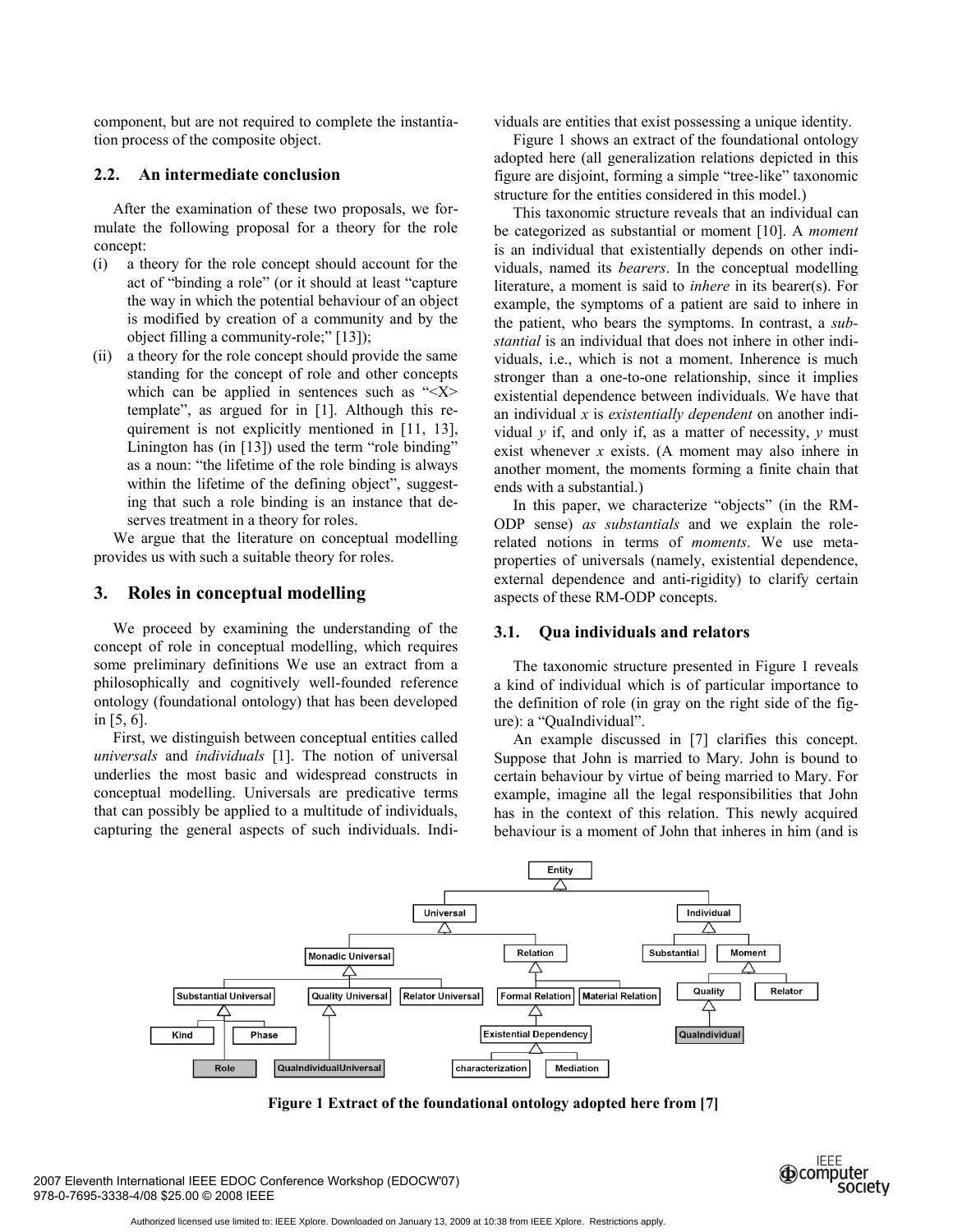component, but are not required to complete the instantiation process of the composite object.

### 2.2. An intermediate conclusion

After the examination of these two proposals, we formulate the following proposal for a theory for the role concept:

(i) a theory for the role concept should account for the act of "binding a role" (or it should at least "capture the way in which the potential behaviour of an object is modified by creation of a community and by the object filling a community-role;" [13]);

(ii) a theory for the role concept should provide the same standing for the concept of role and other concepts which can be applied in sentences such as "<X> template", as argued for in [1]. Although this requirement is not explicitly mentioned in [11, 13], Linington has (in [13]) used the term "role binding" as a noun: "the lifetime of the role binding is always within the lifetime of the defining object", suggesting that such a role binding is an instance that deserves treatment in a theory for roles.

We argue that the literature on conceptual modelling provides us with such a suitable theory for roles.

## 3. Roles in conceptual modelling

We proceed by examining the understanding of the concept of role in conceptual modelling, which requires some preliminary definitions We use an extract from a philosophically and cognitively well-founded reference ontology (foundational ontology) that has been developed in [5, 6].

First, we distinguish between conceptual entities called *universals* and *individuals* [1]. The notion of universal underlies the most basic and widespread constructs in conceptual modelling. Universals are predicative terms that can possibly be applied to a multitude of individuals, capturing the general aspects of such individuals. Individuals are entities that exist possessing a unique identity.

Figure 1 shows an extract of the foundational ontology adopted here (all generalization relations depicted in this figure are disjoint, forming a simple "tree-like" taxonomic structure for the entities considered in this model.)

This taxonomic structure reveals that an individual can be categorized as substantial or moment [10]. A *moment* is an individual that existentially depends on other individuals, named its *bearers*. In the conceptual modelling literature, a moment is said to *inhere* in its bearer(s). For example, the symptoms of a patient are said to inhere in the patient, who bears the symptoms. In contrast, a *substantial* is an individual that does not inhere in other individuals, i.e., which is not a moment. Inherence is much stronger than a one-to-one relationship, since it implies existential dependence between individuals. We have that an individual *x* is *existentially dependent* on another individual *y* if, and only if, as a matter of necessity, *y* must exist whenever *x* exists. (A moment may also inhere in another moment, the moments forming a finite chain that ends with a substantial.)

In this paper, we characterize "objects" (in the RM-ODP sense) *as substantials* and we explain the role-related notions in terms of *moments*. We use meta-properties of universals (namely, existential dependence, external dependence and anti-rigidity) to clarify certain aspects of these RM-ODP concepts.

### 3.1. Qua individuals and relators

The taxonomic structure presented in Figure 1 reveals a kind of individual which is of particular importance to the definition of role (in gray on the right side of the figure): a "QuaIndividual".

An example discussed in [7] clarifies this concept. Suppose that John is married to Mary. John is bound to certain behaviour by virtue of being married to Mary. For example, imagine all the legal responsibilities that John has in the context of this relation. This newly acquired behaviour is a moment of John that inheres in him (and is

Entity
Universal
Individual
Monadic Universal
Relation
Substantial
Moment
Substantial Universal
Quality Universal
Relator Universal
Formal Relation
Material Relation
Quality
Relator
Kind
Phase
Existential Dependency
QuaIndividual
Role
QuaIndividualUniversal
characterization
Mediation

**Figure 1 Extract of the foundational ontology adopted here from [7]**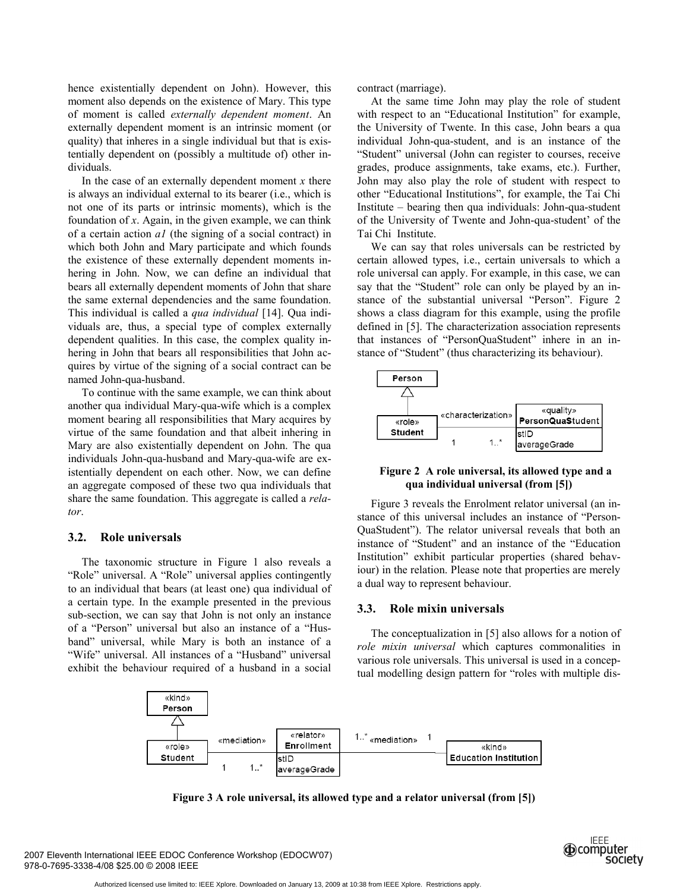hence existentially dependent on John). However, this moment also depends on the existence of Mary. This type of moment is called *externally dependent moment*. An externally dependent moment is an intrinsic moment (or quality) that inheres in a single individual but that is existentially dependent on (possibly a multitude of) other individuals.

In the case of an externally dependent moment $x$ there is always an individual external to its bearer (i.e., which is not one of its parts or intrinsic moments), which is the foundation of $x$. Again, in the given example, we can think of a certain action $a1$ (the signing of a social contract) in which both John and Mary participate and which founds the existence of these externally dependent moments inhering in John. Now, we can define an individual that bears all externally dependent moments of John that share the same external dependencies and the same foundation. This individual is called a *qua individual* [14]. Qua individuals are, thus, a special type of complex externally dependent qualities. In this case, the complex quality inhering in John that bears all responsibilities that John acquires by virtue of the signing of a social contract can be named John-qua-husband.

To continue with the same example, we can think about another qua individual Mary-qua-wife which is a complex moment bearing all responsibilities that Mary acquires by virtue of the same foundation and that albeit inhering in Mary are also existentially dependent on John. The qua individuals John-qua-husband and Mary-qua-wife are existentially dependent on each other. Now, we can define an aggregate composed of these two qua individuals that share the same foundation. This aggregate is called a *relator*.

### 3.2. Role universals

The taxonomic structure in Figure 1 also reveals a "Role" universal. A "Role" universal applies contingently to an individual that bears (at least one) qua individual of a certain type. In the example presented in the previous sub-section, we can say that John is not only an instance of a "Person" universal but also an instance of a "Husband" universal, while Mary is both an instance of a "Wife" universal. All instances of a "Husband" universal exhibit the behaviour required of a husband in a social contract (marriage).

At the same time John may play the role of student with respect to an "Educational Institution" for example, the University of Twente. In this case, John bears a qua individual John-qua-student, and is an instance of the "Student" universal (John can register to courses, receive grades, produce assignments, take exams, etc.). Further, John may also play the role of student with respect to other "Educational Institutions", for example, the Tai Chi Institute – bearing then qua individuals: John-qua-student of the University of Twente and John-qua-student' of the Tai Chi Institute.

We can say that roles universals can be restricted by certain allowed types, i.e., certain universals to which a role universal can apply. For example, in this case, we can say that the "Student" role can only be played by an instance of the substantial universal "Person". Figure 2 shows a class diagram for this example, using the profile defined in [5]. The characterization association represents that instances of "PersonQuaStudent" inhere in an instance of "Student" (thus characterizing its behaviour).

**Figure 2 A role universal, its allowed type and a qua individual universal (from [5])**

Figure 3 reveals the Enrolment relator universal (an instance of this universal includes an instance of "PersonQuaStudent"). The relator universal reveals that both an instance of "Student" and an instance of the "Education Institution" exhibit particular properties (shared behaviour) in the relation. Please note that properties are merely a dual way to represent behaviour.

### 3.3. Role mixin universals

The conceptualization in [5] also allows for a notion of *role mixin universal* which captures commonalities in various role universals. This universal is used in a conceptual modelling design pattern for "roles with multiple dis-

**Figure 3 A role universal, its allowed type and a relator universal (from [5])**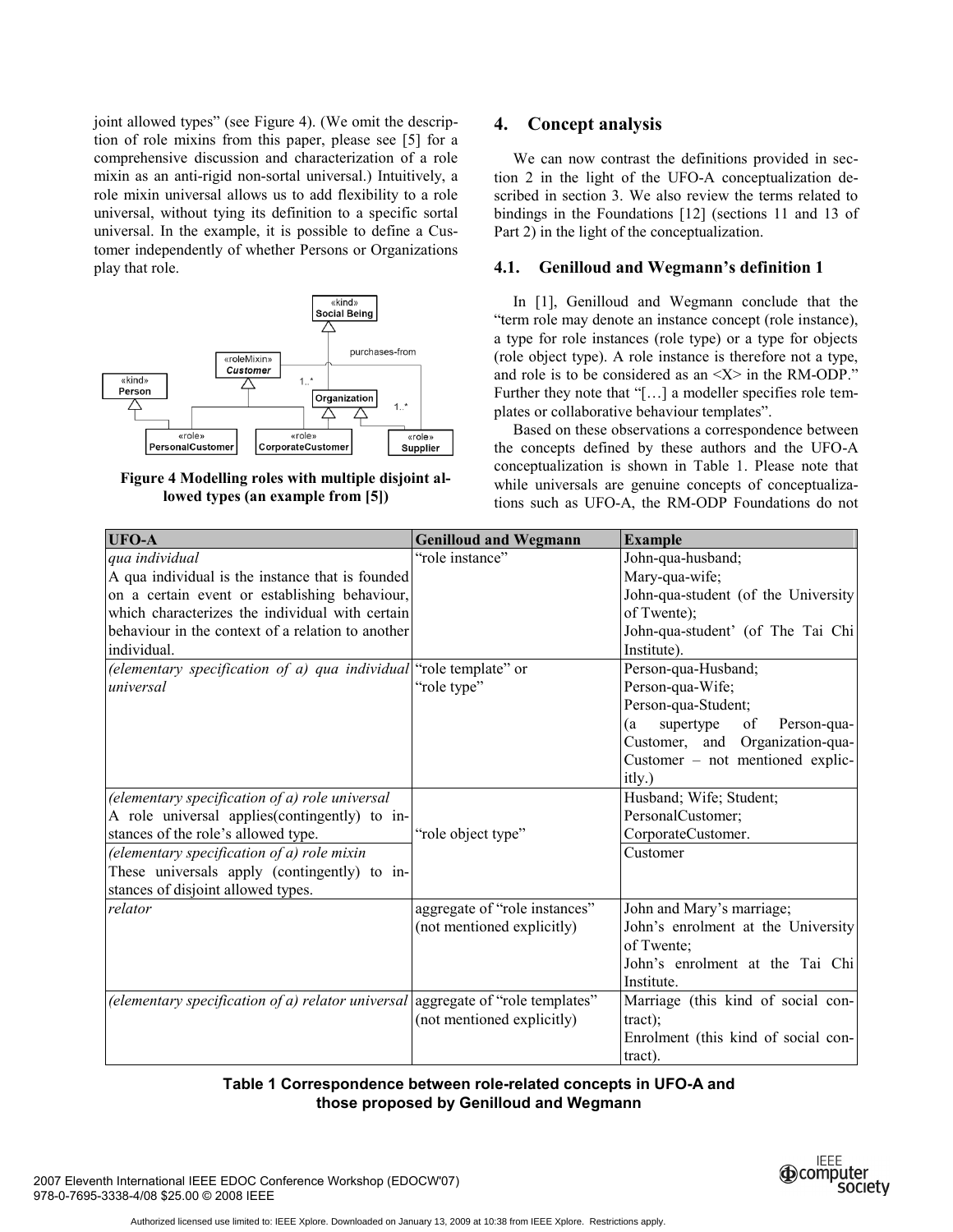joint allowed types" (see Figure 4). (We omit the description of role mixins from this paper, please see [5] for a comprehensive discussion and characterization of a role mixin as an anti-rigid non-sortal universal.) Intuitively, a role mixin universal allows us to add flexibility to a role universal, without tying its definition to a specific sortal universal. In the example, it is possible to define a Customer independently of whether Persons or Organizations play that role.

**Figure 4 Modelling roles with multiple disjoint allowed types (an example from [5])**

## 4. Concept analysis

We can now contrast the definitions provided in section 2 in the light of the UFO-A conceptualization described in section 3. We also review the terms related to bindings in the Foundations [12] (sections 11 and 13 of Part 2) in the light of the conceptualization.

### 4.1. Genilloud and Wegmann's definition 1

In [1], Genilloud and Wegmann conclude that the "term role may denote an instance concept (role instance), a type for role instances (role type) or a type for objects (role object type). A role instance is therefore not a type, and role is to be considered as an <X> in the RM-ODP." Further they note that "[…] a modeller specifies role templates or collaborative behaviour templates".

Based on these observations a correspondence between the concepts defined by these authors and the UFO-A conceptualization is shown in Table 1. Please note that while universals are genuine concepts of conceptualizations such as UFO-A, the RM-ODP Foundations do not

| UFO-A | Genilloud and Wegmann | Example |
|---|---|---|
| *qua individual*<br>A qua individual is the instance that is founded on a certain event or establishing behaviour, which characterizes the individual with certain behaviour in the context of a relation to another individual. | "role instance" | John-qua-husband;<br>Mary-qua-wife;<br>John-qua-student (of the University of Twente);<br>John-qua-student' (of The Tai Chi Institute). |
| *(elementary specification of a) qua individual universal* | "role template" or<br>"role type" | Person-qua-Husband;<br>Person-qua-Wife;<br>Person-qua-Student;<br>(a supertype of Person-qua-Customer, and Organization-qua-Customer – not mentioned explicitly.) |
| *(elementary specification of a) role universal*<br>A role universal applies(contingently) to instances of the role's allowed type. | "role object type" | Husband; Wife; Student;<br>PersonalCustomer;<br>CorporateCustomer. |
| *(elementary specification of a) role mixin*<br>These universals apply (contingently) to instances of disjoint allowed types. | | Customer |
| *relator* | aggregate of "role instances"<br>(not mentioned explicitly) | John and Mary's marriage;<br>John's enrolment at the University of Twente;<br>John's enrolment at the Tai Chi Institute. |
| *(elementary specification of a) relator universal* | aggregate of "role templates"<br>(not mentioned explicitly) | Marriage (this kind of social contract);<br>Enrolment (this kind of social contract). |

**Table 1 Correspondence between role-related concepts in UFO-A and those proposed by Genilloud and Wegmann**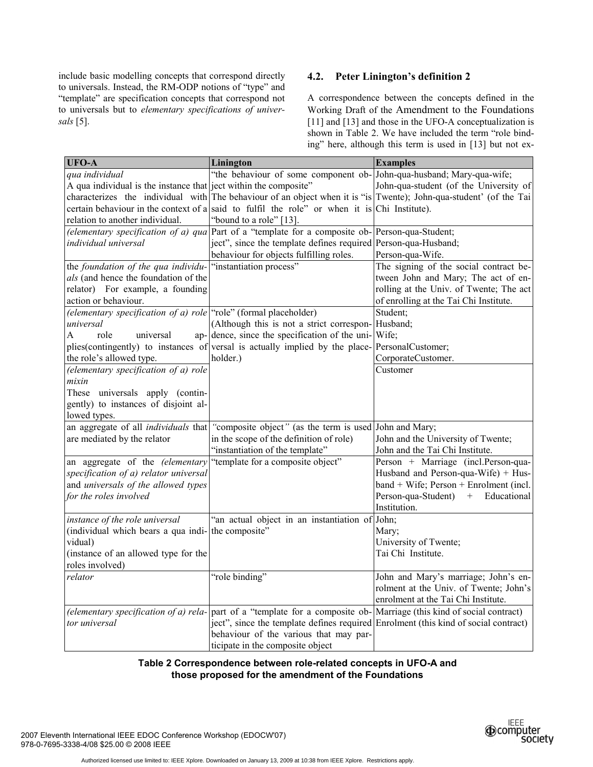include basic modelling concepts that correspond directly to universals. Instead, the RM-ODP notions of "type" and "template" are specification concepts that correspond not to universals but to *elementary specifications of universals* [5].

### 4.2. Peter Linington's definition 2

A correspondence between the concepts defined in the Working Draft of the Amendment to the Foundations [11] and [13] and those in the UFO-A conceptualization is shown in Table 2. We have included the term "role binding" here, although this term is used in [13] but not ex-

| UFO-A | Linington | Examples |
|---|---|---|
| *qua individual*<br>A qua individual is the instance that characterizes the individual with certain behaviour in the context of a relation to another individual. | "the behaviour of some component object within the composite"<br>The behaviour of an object when it is "is said to fulfil the role" or when it is "bound to a role" [13]. | John-qua-husband; Mary-qua-wife; John-qua-student (of the University of Twente); John-qua-student' (of the Tai Chi Institute). |
| *(elementary specification of a) qua individual universal* | Part of a "template for a composite object", since the template defines required behaviour for objects fulfilling roles. | Person-qua-Student;<br>Person-qua-Husband;<br>Person-qua-Wife. |
| the *foundation of the qua individuals* (and hence the foundation of the relator) For example, a founding action or behaviour. | "instantiation process" | The signing of the social contract between John and Mary; The act of enrolling at the Univ. of Twente; The act of enrolling at the Tai Chi Institute. |
| *(elementary specification of a) role universal*<br>A role universal applies(contingently) to instances of the role's allowed type. | "role" (formal placeholder)<br>(Although this is not a strict correspondence, since the specification of the universal is actually implied by the placeholder.) | Student;<br>Husband;<br>Wife;<br>PersonalCustomer;<br>CorporateCustomer. |
| *(elementary specification of a) role mixin*<br>These universals apply (contingently) to instances of disjoint allowed types. | | Customer |
| an aggregate of all *individuals* that are mediated by the relator | *"*composite object*"* (as the term is used in the scope of the definition of role)<br>"instantiation of the template" | John and Mary;<br>John and the University of Twente;<br>John and the Tai Chi Institute. |
| an aggregate of the *(elementary specification of a) relator universal* and *universals of the allowed types for the roles involved* | "template for a composite object" | Person + Marriage (incl.Person-qua-Husband and Person-qua-Wife) + Husband + Wife; Person + Enrolment (incl. Person-qua-Student) + Educational Institution. |
| *instance of the role universal*<br>(individual which bears a qua individual)<br>(instance of an allowed type for the roles involved) | "an actual object in an instantiation of the composite" | John;<br>Mary;<br>University of Twente;<br>Tai Chi Institute. |
| *relator* | "role binding" | John and Mary's marriage; John's enrolment at the Univ. of Twente; John's enrolment at the Tai Chi Institute. |
| *(elementary specification of a) relator universal* | part of a "template for a composite object", since the template defines required behaviour of the various that may participate in the composite object | Marriage (this kind of social contract)<br>Enrolment (this kind of social contract) |

**Table 2 Correspondence between role-related concepts in UFO-A and those proposed for the amendment of the Foundations**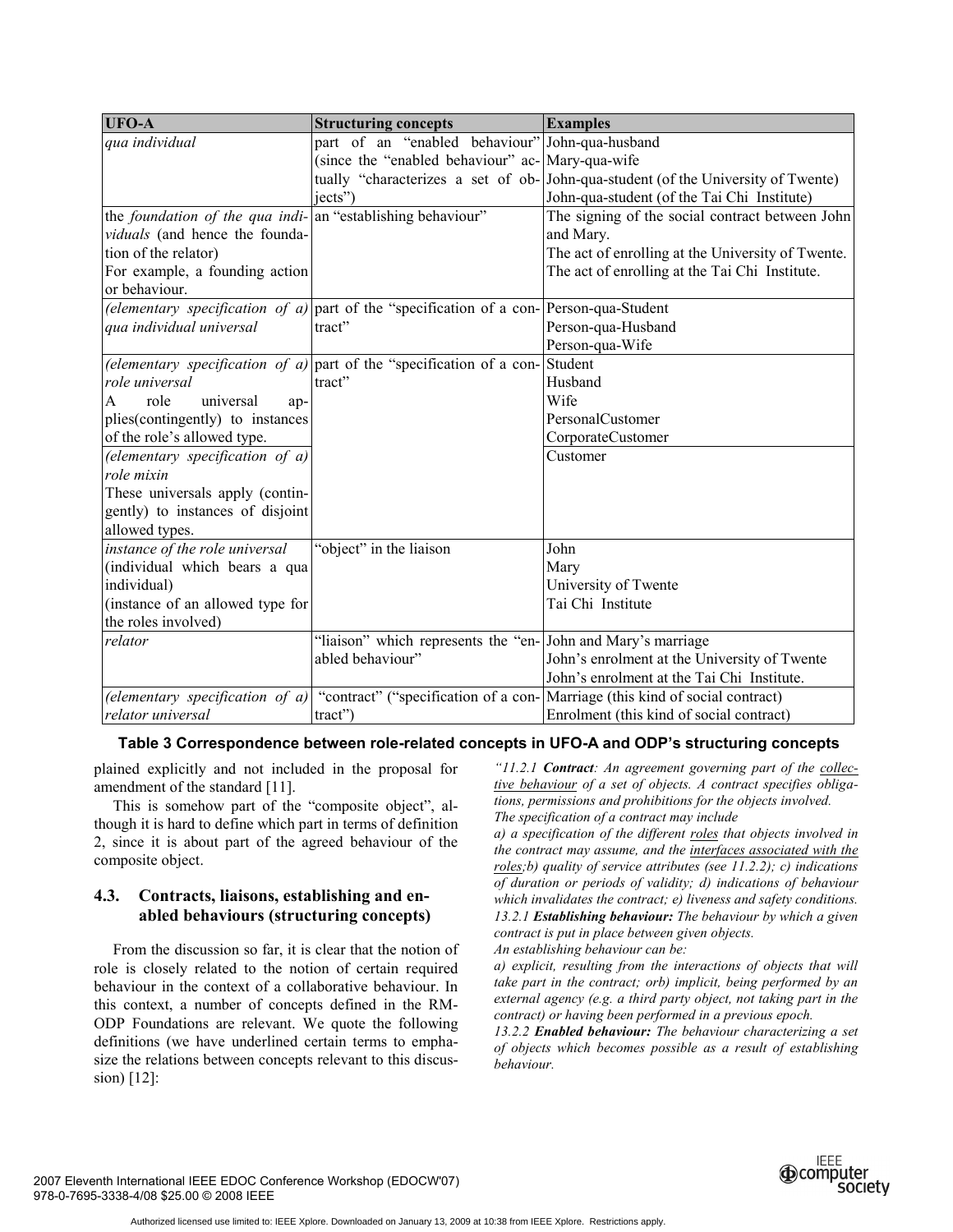| UFO-A | Structuring concepts | Examples |
|---|---|---|
| *qua individual* | part of an "enabled behaviour" (since the "enabled behaviour" actually "characterizes a set of objects") | John-qua-husband<br>Mary-qua-wife<br>John-qua-student (of the University of Twente)<br>John-qua-student (of the Tai Chi Institute) |
| the *foundation of the qua individuals* (and hence the foundation of the relator)<br>For example, a founding action or behaviour. | an "establishing behaviour" | The signing of the social contract between John and Mary.<br>The act of enrolling at the University of Twente.<br>The act of enrolling at the Tai Chi Institute. |
| *(elementary specification of a) qua individual universal* | part of the "specification of a contract" | Person-qua-Student<br>Person-qua-Husband<br>Person-qua-Wife |
| *(elementary specification of a) role universal*<br>A role universal applies(contingently) to instances of the role's allowed type. | part of the "specification of a contract" | Student<br>Husband<br>Wife<br>PersonalCustomer<br>CorporateCustomer |
| *(elementary specification of a) role mixin*<br>These universals apply (contingently) to instances of disjoint allowed types. | | Customer |
| *instance of the role universal* (individual which bears a qua individual) (instance of an allowed type for the roles involved) | "object" in the liaison | John<br>Mary<br>University of Twente<br>Tai Chi Institute |
| *relator* | "liaison" which represents the "enabled behaviour" | John and Mary's marriage<br>John's enrolment at the University of Twente<br>John's enrolment at the Tai Chi Institute. |
| *(elementary specification of a) relator universal* | "contract" ("specification of a contract") | Marriage (this kind of social contract)<br>Enrolment (this kind of social contract) |

**Table 3 Correspondence between role-related concepts in UFO-A and ODP's structuring concepts**

plained explicitly and not included in the proposal for amendment of the standard [11].

This is somehow part of the "composite object", although it is hard to define which part in terms of definition 2, since it is about part of the agreed behaviour of the composite object.

### 4.3. Contracts, liaisons, establishing and enabled behaviours (structuring concepts)

From the discussion so far, it is clear that the notion of role is closely related to the notion of certain required behaviour in the context of a collaborative behaviour. In this context, a number of concepts defined in the RM-ODP Foundations are relevant. We quote the following definitions (we have underlined certain terms to emphasize the relations between concepts relevant to this discussion) [12]:

*"11.2.1* ***Contract****: An agreement governing part of the collective behaviour of a set of objects. A contract specifies obligations, permissions and prohibitions for the objects involved. The specification of a contract may include*

*a) a specification of the different roles that objects involved in the contract may assume, and the interfaces associated with the roles;b) quality of service attributes (see 11.2.2); c) indications of duration or periods of validity; d) indications of behaviour which invalidates the contract; e) liveness and safety conditions.*

*13.2.1* ***Establishing behaviour:*** *The behaviour by which a given contract is put in place between given objects.*

*An establishing behaviour can be:*

*a) explicit, resulting from the interactions of objects that will take part in the contract; orb) implicit, being performed by an external agency (e.g. a third party object, not taking part in the contract) or having been performed in a previous epoch.*

*13.2.2* ***Enabled behaviour:*** *The behaviour characterizing a set of objects which becomes possible as a result of establishing behaviour.*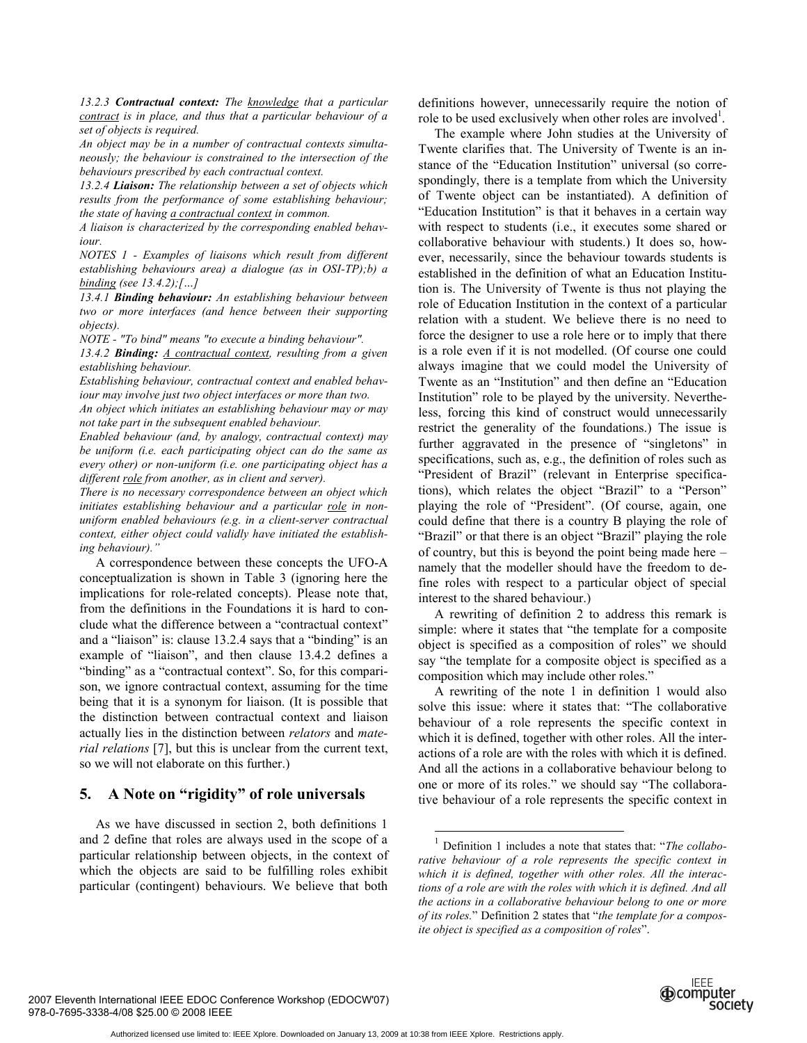*13.2.3 **Contractual context:** The <u>knowledge</u> that a particular <u>contract</u> is in place, and thus that a particular behaviour of a set of objects is required.*

*An object may be in a number of contractual contexts simultaneously; the behaviour is constrained to the intersection of the behaviours prescribed by each contractual context.*

*13.2.4 **Liaison:** The relationship between a set of objects which results from the performance of some establishing behaviour; the state of having <u>a contractual context</u> in common.*

*A liaison is characterized by the corresponding enabled behaviour.*

*NOTES 1 - Examples of liaisons which result from different establishing behaviours area) a dialogue (as in OSI-TP);b) a <u>binding</u> (see 13.4.2);[…]*

*13.4.1 **Binding behaviour:** An establishing behaviour between two or more interfaces (and hence between their supporting objects).*

*NOTE - "To bind" means "to execute a binding behaviour".*

*13.4.2 **Binding:** <u>A contractual context</u>, resulting from a given establishing behaviour.*

*Establishing behaviour, contractual context and enabled behaviour may involve just two object interfaces or more than two.*

*An object which initiates an establishing behaviour may or may not take part in the subsequent enabled behaviour.*

*Enabled behaviour (and, by analogy, contractual context) may be uniform (i.e. each participating object can do the same as every other) or non-uniform (i.e. one participating object has a different <u>role</u> from another, as in client and server).*

*There is no necessary correspondence between an object which initiates establishing behaviour and a particular <u>role</u> in non-uniform enabled behaviours (e.g. in a client-server contractual context, either object could validly have initiated the establishing behaviour)."*

A correspondence between these concepts the UFO-A conceptualization is shown in Table 3 (ignoring here the implications for role-related concepts). Please note that, from the definitions in the Foundations it is hard to conclude what the difference between a "contractual context" and a "liaison" is: clause 13.2.4 says that a "binding" is an example of "liaison", and then clause 13.4.2 defines a "binding" as a "contractual context". So, for this comparison, we ignore contractual context, assuming for the time being that it is a synonym for liaison. (It is possible that the distinction between contractual context and liaison actually lies in the distinction between *relators* and *material relations* [7], but this is unclear from the current text, so we will not elaborate on this further.)

## 5. A Note on "rigidity" of role universals

As we have discussed in section 2, both definitions 1 and 2 define that roles are always used in the scope of a particular relationship between objects, in the context of which the objects are said to be fulfilling roles exhibit particular (contingent) behaviours. We believe that both definitions however, unnecessarily require the notion of role to be used exclusively when other roles are involved[1].

The example where John studies at the University of Twente clarifies that. The University of Twente is an instance of the "Education Institution" universal (so correspondingly, there is a template from which the University of Twente object can be instantiated). A definition of "Education Institution" is that it behaves in a certain way with respect to students (i.e., it executes some shared or collaborative behaviour with students.) It does so, however, necessarily, since the behaviour towards students is established in the definition of what an Education Institution is. The University of Twente is thus not playing the role of Education Institution in the context of a particular relation with a student. We believe there is no need to force the designer to use a role here or to imply that there is a role even if it is not modelled. (Of course one could always imagine that we could model the University of Twente as an "Institution" and then define an "Education Institution" role to be played by the university. Nevertheless, forcing this kind of construct would unnecessarily restrict the generality of the foundations.) The issue is further aggravated in the presence of "singletons" in specifications, such as, e.g., the definition of roles such as "President of Brazil" (relevant in Enterprise specifications), which relates the object "Brazil" to a "Person" playing the role of "President". (Of course, again, one could define that there is a country B playing the role of "Brazil" or that there is an object "Brazil" playing the role of country, but this is beyond the point being made here – namely that the modeller should have the freedom to define roles with respect to a particular object of special interest to the shared behaviour.)

A rewriting of definition 2 to address this remark is simple: where it states that "the template for a composite object is specified as a composition of roles" we should say "the template for a composite object is specified as a composition which may include other roles."

A rewriting of the note 1 in definition 1 would also solve this issue: where it states that: "The collaborative behaviour of a role represents the specific context in which it is defined, together with other roles. All the interactions of a role are with the roles with which it is defined. And all the actions in a collaborative behaviour belong to one or more of its roles." we should say "The collaborative behaviour of a role represents the specific context in

---

[1] Definition 1 includes a note that states that: "*The collaborative behaviour of a role represents the specific context in which it is defined, together with other roles. All the interactions of a role are with the roles with which it is defined. And all the actions in a collaborative behaviour belong to one or more of its roles.*" Definition 2 states that "*the template for a composite object is specified as a composition of roles*".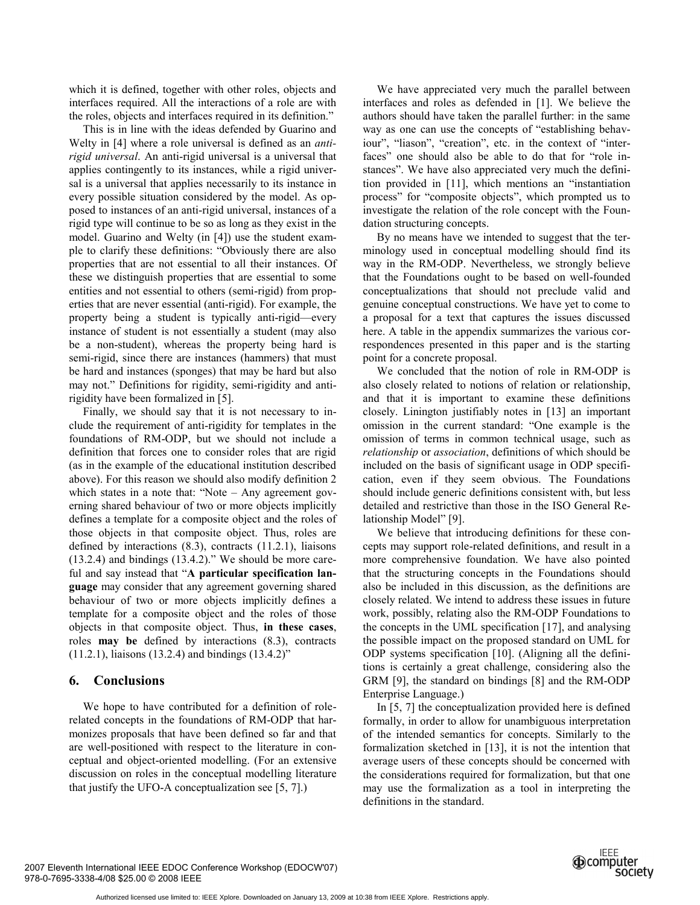which it is defined, together with other roles, objects and interfaces required. All the interactions of a role are with the roles, objects and interfaces required in its definition."

This is in line with the ideas defended by Guarino and Welty in [4] where a role universal is defined as an *anti-rigid universal*. An anti-rigid universal is a universal that applies contingently to its instances, while a rigid universal is a universal that applies necessarily to its instance in every possible situation considered by the model. As opposed to instances of an anti-rigid universal, instances of a rigid type will continue to be so as long as they exist in the model. Guarino and Welty (in [4]) use the student example to clarify these definitions: "Obviously there are also properties that are not essential to all their instances. Of these we distinguish properties that are essential to some entities and not essential to others (semi-rigid) from properties that are never essential (anti-rigid). For example, the property being a student is typically anti-rigid—every instance of student is not essentially a student (may also be a non-student), whereas the property being hard is semi-rigid, since there are instances (hammers) that must be hard and instances (sponges) that may be hard but also may not." Definitions for rigidity, semi-rigidity and anti-rigidity have been formalized in [5].

Finally, we should say that it is not necessary to include the requirement of anti-rigidity for templates in the foundations of RM-ODP, but we should not include a definition that forces one to consider roles that are rigid (as in the example of the educational institution described above). For this reason we should also modify definition 2 which states in a note that: "Note – Any agreement governing shared behaviour of two or more objects implicitly defines a template for a composite object and the roles of those objects in that composite object. Thus, roles are defined by interactions (8.3), contracts (11.2.1), liaisons (13.2.4) and bindings (13.4.2)." We should be more careful and say instead that "**A particular specification language** may consider that any agreement governing shared behaviour of two or more objects implicitly defines a template for a composite object and the roles of those objects in that composite object. Thus, **in these cases**, roles **may be** defined by interactions (8.3), contracts (11.2.1), liaisons (13.2.4) and bindings (13.4.2)"

## 6. Conclusions

We hope to have contributed for a definition of role-related concepts in the foundations of RM-ODP that harmonizes proposals that have been defined so far and that are well-positioned with respect to the literature in conceptual and object-oriented modelling. (For an extensive discussion on roles in the conceptual modelling literature that justify the UFO-A conceptualization see [5, 7].)

We have appreciated very much the parallel between interfaces and roles as defended in [1]. We believe the authors should have taken the parallel further: in the same way as one can use the concepts of "establishing behaviour", "liason", "creation", etc. in the context of "interfaces" one should also be able to do that for "role instances". We have also appreciated very much the definition provided in [11], which mentions an "instantiation process" for "composite objects", which prompted us to investigate the relation of the role concept with the Foundation structuring concepts.

By no means have we intended to suggest that the terminology used in conceptual modelling should find its way in the RM-ODP. Nevertheless, we strongly believe that the Foundations ought to be based on well-founded conceptualizations that should not preclude valid and genuine conceptual constructions. We have yet to come to a proposal for a text that captures the issues discussed here. A table in the appendix summarizes the various correspondences presented in this paper and is the starting point for a concrete proposal.

We concluded that the notion of role in RM-ODP is also closely related to notions of relation or relationship, and that it is important to examine these definitions closely. Linington justifiably notes in [13] an important omission in the current standard: "One example is the omission of terms in common technical usage, such as *relationship* or *association*, definitions of which should be included on the basis of significant usage in ODP specification, even if they seem obvious. The Foundations should include generic definitions consistent with, but less detailed and restrictive than those in the ISO General Relationship Model" [9].

We believe that introducing definitions for these concepts may support role-related definitions, and result in a more comprehensive foundation. We have also pointed that the structuring concepts in the Foundations should also be included in this discussion, as the definitions are closely related. We intend to address these issues in future work, possibly, relating also the RM-ODP Foundations to the concepts in the UML specification [17], and analysing the possible impact on the proposed standard on UML for ODP systems specification [10]. (Aligning all the definitions is certainly a great challenge, considering also the GRM [9], the standard on bindings [8] and the RM-ODP Enterprise Language.)

In [5, 7] the conceptualization provided here is defined formally, in order to allow for unambiguous interpretation of the intended semantics for concepts. Similarly to the formalization sketched in [13], it is not the intention that average users of these concepts should be concerned with the considerations required for formalization, but that one may use the formalization as a tool in interpreting the definitions in the standard.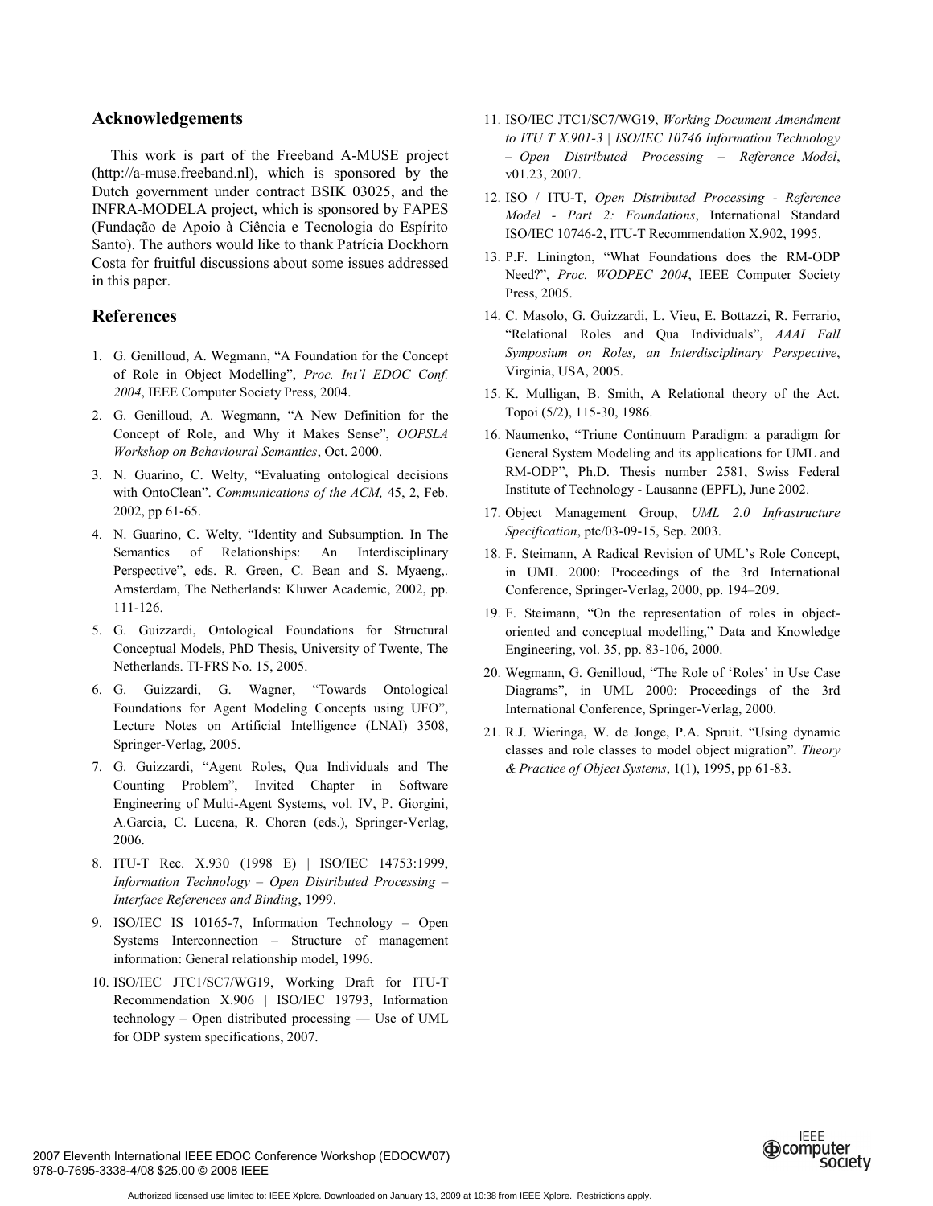## Acknowledgements

This work is part of the Freeband A-MUSE project (http://a-muse.freeband.nl), which is sponsored by the Dutch government under contract BSIK 03025, and the INFRA-MODELA project, which is sponsored by FAPES (Fundação de Apoio à Ciência e Tecnologia do Espírito Santo). The authors would like to thank Patrícia Dockhorn Costa for fruitful discussions about some issues addressed in this paper.

## References

1. G. Genilloud, A. Wegmann, "A Foundation for the Concept of Role in Object Modelling", *Proc. Int'l EDOC Conf. 2004*, IEEE Computer Society Press, 2004.
2. G. Genilloud, A. Wegmann, "A New Definition for the Concept of Role, and Why it Makes Sense", *OOPSLA Workshop on Behavioural Semantics*, Oct. 2000.
3. N. Guarino, C. Welty, "Evaluating ontological decisions with OntoClean". *Communications of the ACM,* 45, 2, Feb. 2002, pp 61-65.
4. N. Guarino, C. Welty, "Identity and Subsumption. In The Semantics of Relationships: An Interdisciplinary Perspective", eds. R. Green, C. Bean and S. Myaeng,. Amsterdam, The Netherlands: Kluwer Academic, 2002, pp. 111-126.
5. G. Guizzardi, Ontological Foundations for Structural Conceptual Models, PhD Thesis, University of Twente, The Netherlands. TI-FRS No. 15, 2005.
6. G. Guizzardi, G. Wagner, "Towards Ontological Foundations for Agent Modeling Concepts using UFO", Lecture Notes on Artificial Intelligence (LNAI) 3508, Springer-Verlag, 2005.
7. G. Guizzardi, "Agent Roles, Qua Individuals and The Counting Problem", Invited Chapter in Software Engineering of Multi-Agent Systems, vol. IV, P. Giorgini, A.Garcia, C. Lucena, R. Choren (eds.), Springer-Verlag, 2006.
8. ITU-T Rec. X.930 (1998 E) | ISO/IEC 14753:1999, *Information Technology – Open Distributed Processing – Interface References and Binding*, 1999.
9. ISO/IEC IS 10165-7, Information Technology – Open Systems Interconnection – Structure of management information: General relationship model, 1996.
10. ISO/IEC JTC1/SC7/WG19, Working Draft for ITU-T Recommendation X.906 | ISO/IEC 19793, Information technology – Open distributed processing — Use of UML for ODP system specifications, 2007.
11. ISO/IEC JTC1/SC7/WG19, *Working Document Amendment to ITU T X.901-3 | ISO/IEC 10746 Information Technology – Open Distributed Processing – Reference Model*, v01.23, 2007.
12. ISO / ITU-T, *Open Distributed Processing - Reference Model - Part 2: Foundations*, International Standard ISO/IEC 10746-2, ITU-T Recommendation X.902, 1995.
13. P.F. Linington, "What Foundations does the RM-ODP Need?", *Proc. WODPEC 2004*, IEEE Computer Society Press, 2005.
14. C. Masolo, G. Guizzardi, L. Vieu, E. Bottazzi, R. Ferrario, "Relational Roles and Qua Individuals", *AAAI Fall Symposium on Roles, an Interdisciplinary Perspective*, Virginia, USA, 2005.
15. K. Mulligan, B. Smith, A Relational theory of the Act. Topoi (5/2), 115-30, 1986.
16. Naumenko, "Triune Continuum Paradigm: a paradigm for General System Modeling and its applications for UML and RM-ODP", Ph.D. Thesis number 2581, Swiss Federal Institute of Technology - Lausanne (EPFL), June 2002.
17. Object Management Group, *UML 2.0 Infrastructure Specification*, ptc/03-09-15, Sep. 2003.
18. F. Steimann, A Radical Revision of UML's Role Concept, in UML 2000: Proceedings of the 3rd International Conference, Springer-Verlag, 2000, pp. 194–209.
19. F. Steimann, "On the representation of roles in object-oriented and conceptual modelling," Data and Knowledge Engineering, vol. 35, pp. 83-106, 2000.
20. Wegmann, G. Genilloud, "The Role of 'Roles' in Use Case Diagrams", in UML 2000: Proceedings of the 3rd International Conference, Springer-Verlag, 2000.
21. R.J. Wieringa, W. de Jonge, P.A. Spruit. "Using dynamic classes and role classes to model object migration". *Theory & Practice of Object Systems*, 1(1), 1995, pp 61-83.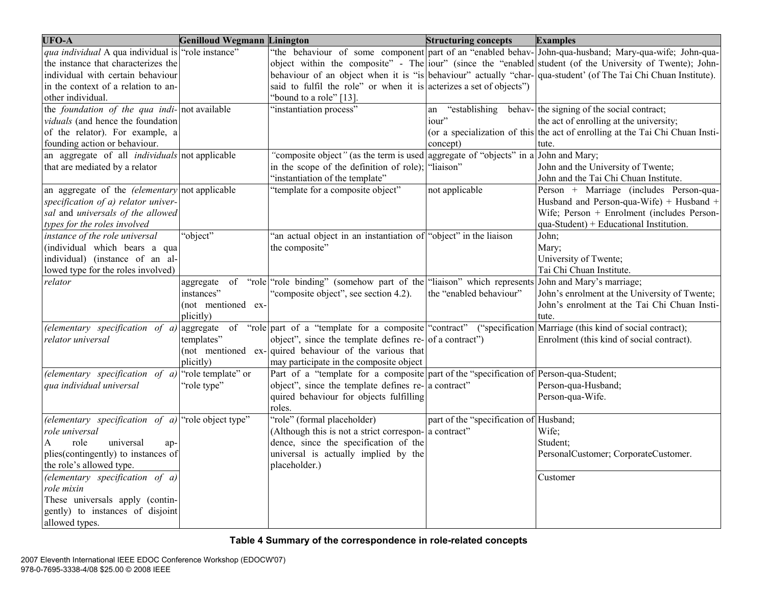| UFO-A | Genilloud Wegmann | Linington | Structuring concepts | Examples |
|---|---|---|---|---|
| *qua individual* A qua individual is the instance that characterizes the individual with certain behaviour in the context of a relation to another individual. | "role instance" | "the behaviour of some component object within the composite" - The behaviour of an object when it is "is said to fulfil the role" or when it is "bound to a role" [13]. | part of an "enabled behaviour" (since the "enabled behaviour" actually "characterizes a set of objects") | John-qua-husband; Mary-qua-wife; John-qua-student (of the University of Twente); John-qua-student' (of The Tai Chi Chuan Institute). |
| the *foundation of the qua individuals* (and hence the foundation of the relator). For example, a founding action or behaviour. | not available | "instantiation process" | an "establishing behaviour" (or a specialization of this concept) | the signing of the social contract; the act of enrolling at the university; the act of enrolling at the Tai Chi Chuan Institute. |
| an aggregate of all *individuals* that are mediated by a relator | not applicable | "composite object" (as the term is used in the scope of the definition of role); "instantiation of the template" | aggregate of "objects" in a "liaison" | John and Mary; John and the University of Twente; John and the Tai Chi Chuan Institute. |
| an aggregate of the *(elementary specification of a) relator universal* and *universals of the allowed types for the roles involved* | not applicable | "template for a composite object" | not applicable | Person + Marriage (includes Person-qua-Husband and Person-qua-Wife) + Husband + Wife; Person + Enrolment (includes Person-qua-Student) + Educational Institution. |
| *instance of the role universal* (individual which bears a qua individual) (instance of an allowed type for the roles involved) | "object" | "an actual object in an instantiation of the composite" | "object" in the liaison | John; Mary; University of Twente; Tai Chi Chuan Institute. |
| *relator* | aggregate of "role instances" (not mentioned explicitly) | "role binding" (somehow part of the "composite object", see section 4.2). | "liaison" which represents the "enabled behaviour" | John and Mary's marriage; John's enrolment at the University of Twente; John's enrolment at the Tai Chi Chuan Institute. |
| *(elementary specification of a) relator universal* | aggregate of "role templates" (not mentioned explicitly) | part of a "template for a composite object", since the template defines required behaviour of the various that may participate in the composite object | "contract" ("specification of a contract") | Marriage (this kind of social contract); Enrolment (this kind of social contract). |
| *(elementary specification of a) qua individual universal* | "role template" or "role type" | Part of a "template for a composite object", since the template defines required behaviour for objects fulfilling roles. | part of the "specification of a contract" | Person-qua-Student; Person-qua-Husband; Person-qua-Wife. |
| *(elementary specification of a) role universal* A role universal applies(contingently) to instances of the role's allowed type. | "role object type" | "role" (formal placeholder) (Although this is not a strict correspondence, since the specification of the universal is actually implied by the placeholder.) | part of the "specification of a contract" | Husband; Wife; Student; PersonalCustomer; CorporateCustomer. |
| *(elementary specification of a) role mixin* These universals apply (contingently) to instances of disjoint allowed types. | | | | Customer |

**Table 4 Summary of the correspondence in role-related concepts**